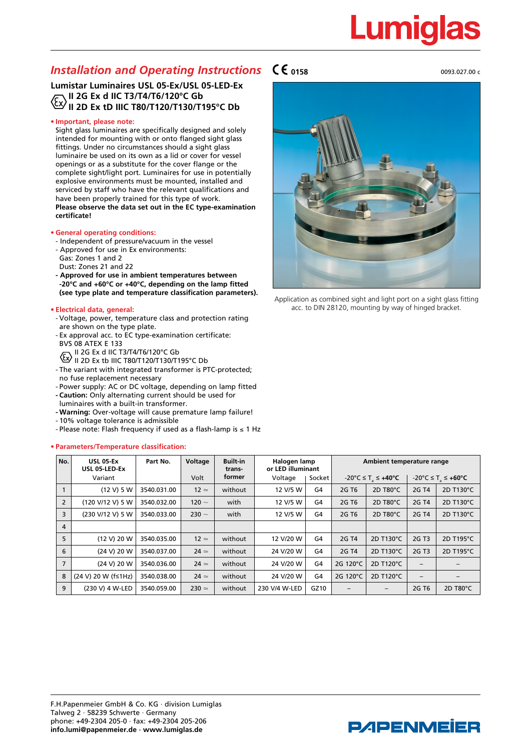Lumiglas

# Installation and Operating Instructions

CE 0158

0093.027.00 c

## Lumistar Luminaires USL 05-Ex/USL 05-LED-Ex
**II 2G Ex d IIC T3/T4/T6/120°C Gb**
**II 2D Ex tD IIIC T80/T120/T130/T195°C Db**

**• Important, please note:**

Sight glass luminaires are specifically designed and solely intended for mounting with or onto flanged sight glass fittings. Under no circumstances should a sight glass luminaire be used on its own as a lid or cover for vessel openings or as a substitute for the cover flange or the complete sight/light port. Luminaires for use in potentially explosive environments must be mounted, installed and serviced by staff who have the relevant qualifications and have been properly trained for this type of work.
**Please observe the data set out in the EC type-examination certificate!**

**• General operating conditions:**

- Independent of pressure/vacuum in the vessel
- Approved for use in Ex environments:
  Gas: Zones 1 and 2
  Dust: Zones 21 and 22
- **Approved for use in ambient temperatures between -20°C and +60°C or +40°C, depending on the lamp fitted (see type plate and temperature classification parameters).**

**• Electrical data, general:**

- Voltage, power, temperature class and protection rating are shown on the type plate.
- Ex approval acc. to EC type-examination certificate: BVS 08 ATEX E 133
  II 2G Ex d IIC T3/T4/T6/120°C Gb
  II 2D Ex tb IIIC T80/T120/T130/T195°C Db
- The variant with integrated transformer is PTC-protected; no fuse replacement necessary
- Power supply: AC or DC voltage, depending on lamp fitted
- **Caution:** Only alternating current should be used for luminaires with a built-in transformer.
- **Warning:** Over-voltage will cause premature lamp failure!
- 10% voltage tolerance is admissible
- Please note: Flash frequency if used as a flash-lamp is ≤ 1 Hz

Application as combined sight and light port on a sight glass fitting acc. to DIN 28120, mounting by way of hinged bracket.

**• Parameters/Temperature classification:**

| No. | USL 05-Ex USL 05-LED-Ex Variant | Part No. | Voltage Volt | Built-in trans-former | Halogen lamp or LED illuminant Voltage | Socket | Ambient temperature range -20°C ≤ $T_a$ ≤ **+40°C** | | -20°C ≤ $T_a$ ≤ **+60°C** | |
|---|---|---|---|---|---|---|---|---|---|---|
| 1 | (12 V) 5 W | 3540.031.00 | 12 ≃ | without | 12 V/5 W | G4 | 2G T6 | 2D T80°C | 2G T4 | 2D T130°C |
| 2 | (120 V/12 V) 5 W | 3540.032.00 | 120 ~ | with | 12 V/5 W | G4 | 2G T6 | 2D T80°C | 2G T4 | 2D T130°C |
| 3 | (230 V/12 V) 5 W | 3540.033.00 | 230 ~ | with | 12 V/5 W | G4 | 2G T6 | 2D T80°C | 2G T4 | 2D T130°C |
| 4 | | | | | | | | | | |
| 5 | (12 V) 20 W | 3540.035.00 | 12 ≃ | without | 12 V/20 W | G4 | 2G T4 | 2D T130°C | 2G T3 | 2D T195°C |
| 6 | (24 V) 20 W | 3540.037.00 | 24 ≃ | without | 24 V/20 W | G4 | 2G T4 | 2D T130°C | 2G T3 | 2D T195°C |
| 7 | (24 V) 20 W | 3540.036.00 | 24 ≃ | without | 24 V/20 W | G4 | 2G 120°C | 2D T120°C | – | – |
| 8 | (24 V) 20 W (f≤1Hz) | 3540.038.00 | 24 ≃ | without | 24 V/20 W | G4 | 2G 120°C | 2D T120°C | – | – |
| 9 | (230 V) 4 W-LED | 3540.059.00 | 230 ≃ | without | 230 V/4 W-LED | GZ10 | – | – | 2G T6 | 2D T80°C |

F.H.Papenmeier GmbH & Co. KG · division Lumiglas
Talweg 2 · 58239 Schwerte · Germany
phone: +49-2304 205-0 · fax: +49-2304 205-206
**info.lumi@papenmeier.de · www.lumiglas.de**

PAPENMEIER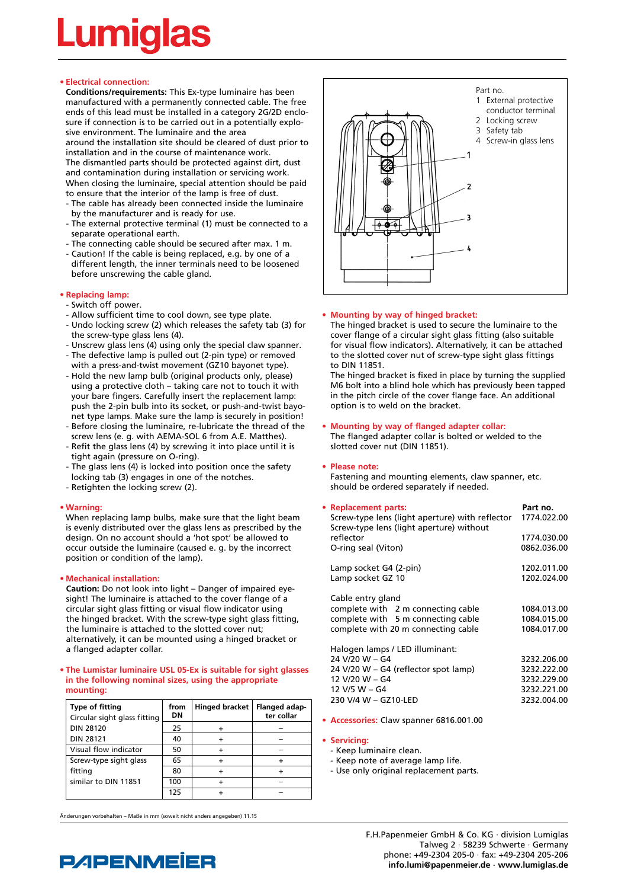# Lumiglas

- **Electrical connection:**

**Conditions/requirements:** This Ex-type luminaire has been manufactured with a permanently connected cable. The free ends of this lead must be installed in a category 2G/2D enclosure if connection is to be carried out in a potentially explosive environment. The luminaire and the area around the installation site should be cleared of dust prior to installation and in the course of maintenance work.
The dismantled parts should be protected against dirt, dust and contamination during installation or servicing work.
When closing the luminaire, special attention should be paid to ensure that the interior of the lamp is free of dust.

- The cable has already been connected inside the luminaire by the manufacturer and is ready for use.
- The external protective terminal (1) must be connected to a separate operational earth.
- The connecting cable should be secured after max. 1 m.
- Caution! If the cable is being replaced, e.g. by one of a different length, the inner terminals need to be loosened before unscrewing the cable gland.

- **Replacing lamp:**
- Switch off power.
- Allow sufficient time to cool down, see type plate.
- Undo locking screw (2) which releases the safety tab (3) for the screw-type glass lens (4).
- Unscrew glass lens (4) using only the special claw spanner.
- The defective lamp is pulled out (2-pin type) or removed with a press-and-twist movement (GZ10 bayonet type).
- Hold the new lamp bulb (original products only, please) using a protective cloth – taking care not to touch it with your bare fingers. Carefully insert the replacement lamp: push the 2-pin bulb into its socket, or push-and-twist bayonet type lamps. Make sure the lamp is securely in position!
- Before closing the luminaire, re-lubricate the thread of the screw lens (e. g. with AEMA-SOL 6 from A.E. Matthes).
- Refit the glass lens (4) by screwing it into place until it is tight again (pressure on O-ring).
- The glass lens (4) is locked into position once the safety locking tab (3) engages in one of the notches.
- Retighten the locking screw (2).

- **Warning:**

When replacing lamp bulbs, make sure that the light beam is evenly distributed over the glass lens as prescribed by the design. On no account should a 'hot spot' be allowed to occur outside the luminaire (caused e. g. by the incorrect position or condition of the lamp).

- **Mechanical installation:**

**Caution:** Do not look into light – Danger of impaired eyesight! The luminaire is attached to the cover flange of a circular sight glass fitting or visual flow indicator using the hinged bracket. With the screw-type sight glass fitting, the luminaire is attached to the slotted cover nut; alternatively, it can be mounted using a hinged bracket or a flanged adapter collar.

- **The Lumistar luminaire USL 05-Ex is suitable for sight glasses in the following nominal sizes, using the appropriate mounting:**

| Type of fitting | from DN | Hinged bracket | Flanged adapter collar |
|---|---|---|---|
| Circular sight glass fitting | | | |
| DIN 28120 | 25 | + | – |
| DIN 28121 | 40 | + | – |
| Visual flow indicator | 50 | + | – |
| Screw-type sight glass | 65 | + | + |
| fitting | 80 | + | + |
| similar to DIN 11851 | 100 | + | – |
| | 125 | + | – |

Part no.
1 External protective conductor terminal
2 Locking screw
3 Safety tab
4 Screw-in glass lens

1
2
3
4

- **Mounting by way of hinged bracket:**

The hinged bracket is used to secure the luminaire to the cover flange of a circular sight glass fitting (also suitable for visual flow indicators). Alternatively, it can be attached to the slotted cover nut of screw-type sight glass fittings to DIN 11851.
The hinged bracket is fixed in place by turning the supplied M6 bolt into a blind hole which has previously been tapped in the pitch circle of the cover flange face. An additional option is to weld on the bracket.

- **Mounting by way of flanged adapter collar:**

The flanged adapter collar is bolted or welded to the slotted cover nut (DIN 11851).

- **Please note:**

Fastening and mounting elements, claw spanner, etc. should be ordered separately if needed.

- **Replacement parts:**

| | Part no. |
|---|---|
| Screw-type lens (light aperture) with reflector | 1774.022.00 |
| Screw-type lens (light aperture) without reflector | 1774.030.00 |
| O-ring seal (Viton) | 0862.036.00 |
| Lamp socket G4 (2-pin) | 1202.011.00 |
| Lamp socket GZ 10 | 1202.024.00 |
| Cable entry gland | |
| complete with 2 m connecting cable | 1084.013.00 |
| complete with 5 m connecting cable | 1084.015.00 |
| complete with 20 m connecting cable | 1084.017.00 |
| Halogen lamps / LED illuminant: | |
| 24 V/20 W – G4 | 3232.206.00 |
| 24 V/20 W – G4 (reflector spot lamp) | 3232.222.00 |
| 12 V/20 W – G4 | 3232.229.00 |
| 12 V/5 W – G4 | 3232.221.00 |
| 230 V/4 W – GZ10-LED | 3232.004.00 |

- **Accessories:** Claw spanner 6816.001.00

- **Servicing:**
- Keep luminaire clean.
- Keep note of average lamp life.
- Use only original replacement parts.

Änderungen vorbehalten – Maße in mm (soweit nicht anders angegeben) 11.15

PAPENMEIER

F.H.Papenmeier GmbH & Co. KG · division Lumiglas
Talweg 2 · 58239 Schwerte · Germany
phone: +49-2304 205-0 · fax: +49-2304 205-206
**info.lumi@papenmeier.de · www.lumiglas.de**